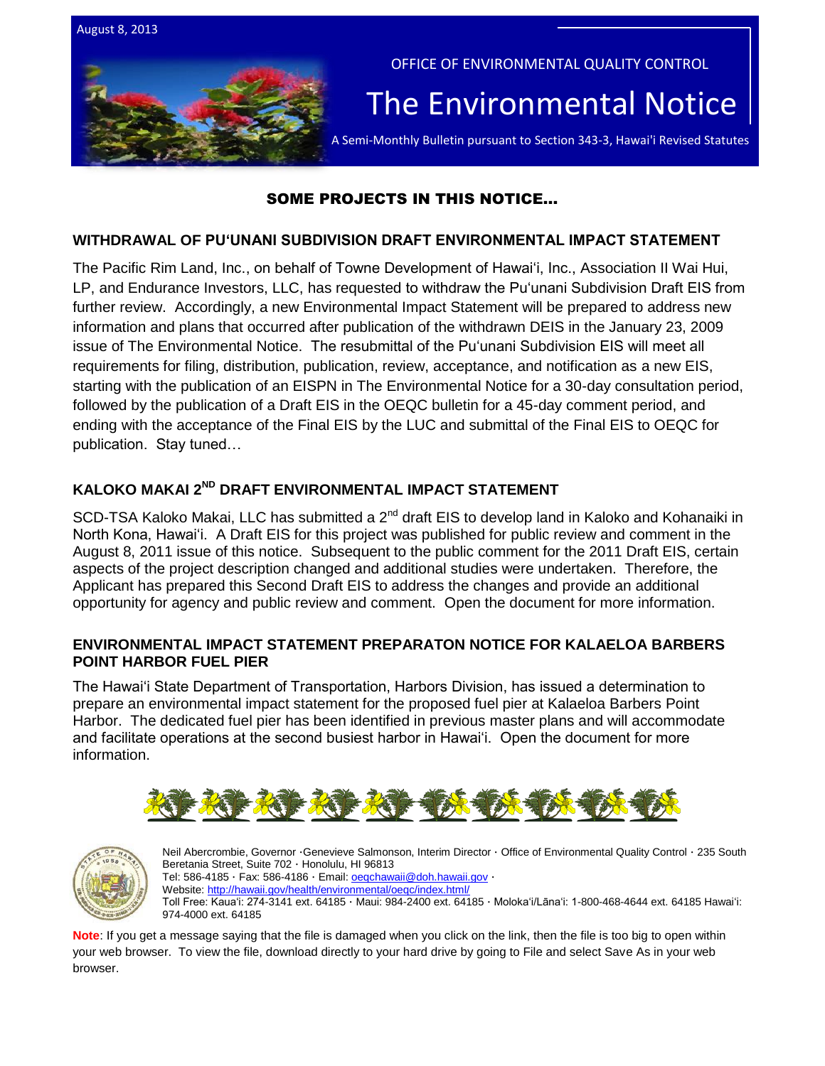August 8, 2013

OFFICE OF ENVIRONMENTAL QUALITY CONTROL

# The Environmental Notice

A Semi-Monthly Bulletin pursuant to Section 343-3, Hawai'i Revised Statutes

## SOME PROJECTS IN THIS NOTICE...

### WITHDRAWAL OF PUʻUNANI SUBDIVISION DRAFT ENVIRONMENTAL IMPACT STATEMENT

The Pacific Rim Land, Inc., on behalf of Towne Development of Hawaiʻi, Inc., Association II Wai Hui, LP, and Endurance Investors, LLC, has requested to withdraw the Puʻunani Subdivision Draft EIS from further review. Accordingly, a new Environmental Impact Statement will be prepared to address new information and plans that occurred after publication of the withdrawn DEIS in the January 23, 2009 issue of The Environmental Notice. The resubmittal of the Puʻunani Subdivision EIS will meet all requirements for filing, distribution, publication, review, acceptance, and notification as a new EIS, starting with the publication of an EISPN in The Environmental Notice for a 30-day consultation period, followed by the publication of a Draft EIS in the OEQC bulletin for a 45-day comment period, and ending with the acceptance of the Final EIS by the LUC and submittal of the Final EIS to OEQC for publication. Stay tuned…

### KALOKO MAKAI 2ND DRAFT ENVIRONMENTAL IMPACT STATEMENT

SCD-TSA Kaloko Makai, LLC has submitted a 2nd draft EIS to develop land in Kaloko and Kohanaiki in North Kona, Hawaiʻi. A Draft EIS for this project was published for public review and comment in the August 8, 2011 issue of this notice. Subsequent to the public comment for the 2011 Draft EIS, certain aspects of the project description changed and additional studies were undertaken. Therefore, the Applicant has prepared this Second Draft EIS to address the changes and provide an additional opportunity for agency and public review and comment. Open the document for more information.

### ENVIRONMENTAL IMPACT STATEMENT PREPARATON NOTICE FOR KALAELOA BARBERS POINT HARBOR FUEL PIER

The Hawaiʻi State Department of Transportation, Harbors Division, has issued a determination to prepare an environmental impact statement for the proposed fuel pier at Kalaeloa Barbers Point Harbor. The dedicated fuel pier has been identified in previous master plans and will accommodate and facilitate operations at the second busiest harbor in Hawaiʻi. Open the document for more information.

Neil Abercrombie, Governor · Genevieve Salmonson, Interim Director · Office of Environmental Quality Control · 235 South Beretania Street, Suite 702 · Honolulu, HI 96813
Tel: 586-4185 · Fax: 586-4186 · Email: oeqchawaii@doh.hawaii.gov ·
Website: http://hawaii.gov/health/environmental/oeqc/index.html/
Toll Free: Kauaʻi: 274-3141 ext. 64185 · Maui: 984-2400 ext. 64185 · Molokaʻi/Lānaʻi: 1-800-468-4644 ext. 64185 Hawaiʻi: 974-4000 ext. 64185

**Note**: If you get a message saying that the file is damaged when you click on the link, then the file is too big to open within your web browser. To view the file, download directly to your hard drive by going to File and select Save As in your web browser.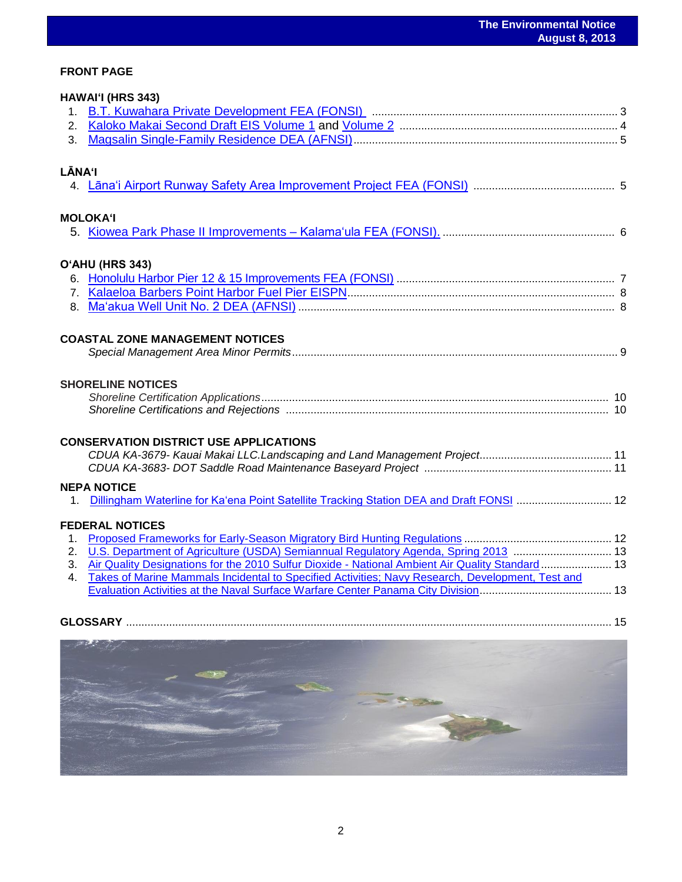## FRONT PAGE

### HAWAIʻI (HRS 343)

1. B.T. Kuwahara Private Development FEA (FONSI) ........ 3
2. Kaloko Makai Second Draft EIS Volume 1 and Volume 2 ........ 4
3. Magsalin Single-Family Residence DEA (AFNSI) ........ 5

### LĀNAʻI

4. Lānaʻi Airport Runway Safety Area Improvement Project FEA (FONSI) ........ 5

### MOLOKAʻI

5. Kiowea Park Phase II Improvements – Kalamaʻula FEA (FONSI). ........ 6

### OʻAHU (HRS 343)

6. Honolulu Harbor Pier 12 & 15 Improvements FEA (FONSI) ........ 7
7. Kalaeloa Barbers Point Harbor Fuel Pier EISPN ........ 8
8. Maʻakua Well Unit No. 2 DEA (AFNSI) ........ 8

### COASTAL ZONE MANAGEMENT NOTICES

*Special Management Area Minor Permits* ........ 9

### SHORELINE NOTICES

*Shoreline Certification Applications* ........ 10
*Shoreline Certifications and Rejections* ........ 10

### CONSERVATION DISTRICT USE APPLICATIONS

*CDUA KA-3679- Kauai Makai LLC.Landscaping and Land Management Project* ........ 11
*CDUA KA-3683- DOT Saddle Road Maintenance Baseyard Project* ........ 11

### NEPA NOTICE

1. Dillingham Waterline for Kaʻena Point Satellite Tracking Station DEA and Draft FONSI ........ 12

### FEDERAL NOTICES

1. Proposed Frameworks for Early-Season Migratory Bird Hunting Regulations ........ 12
2. U.S. Department of Agriculture (USDA) Semiannual Regulatory Agenda, Spring 2013 ........ 13
3. Air Quality Designations for the 2010 Sulfur Dioxide - National Ambient Air Quality Standard ........ 13
4. Takes of Marine Mammals Incidental to Specified Activities; Navy Research, Development, Test and Evaluation Activities at the Naval Surface Warfare Center Panama City Division ........ 13

### GLOSSARY ........ 15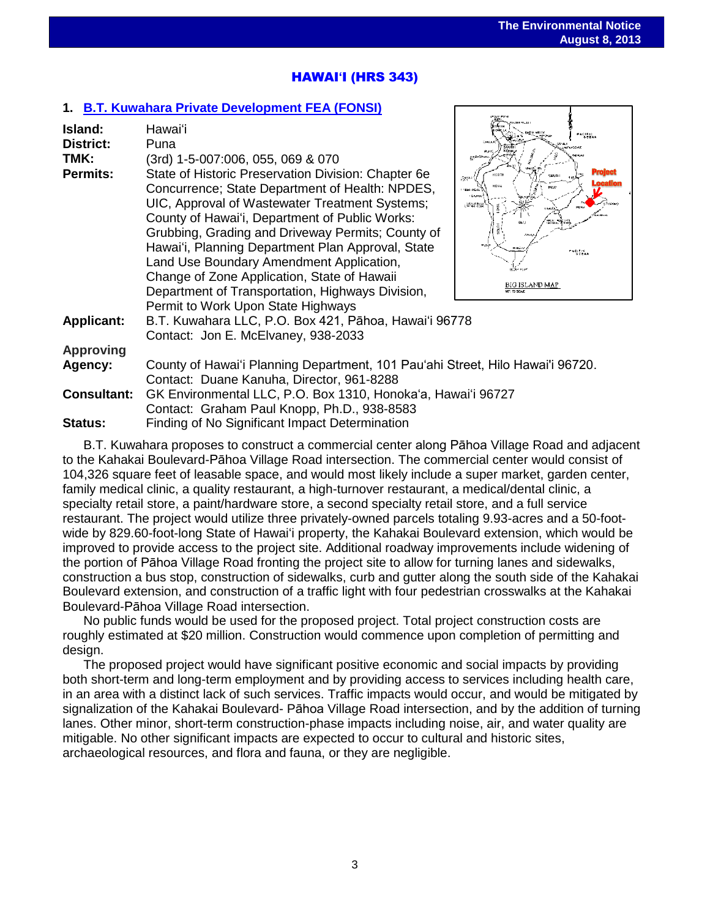## HAWAIʻI (HRS 343)

### 1. B.T. Kuwahara Private Development FEA (FONSI)

**Island:** Hawaiʻi
**District:** Puna
**TMK:** (3rd) 1-5-007:006, 055, 069 & 070
**Permits:** State of Historic Preservation Division: Chapter 6e Concurrence; State Department of Health: NPDES, UIC, Approval of Wastewater Treatment Systems; County of Hawaiʻi, Department of Public Works: Grubbing, Grading and Driveway Permits; County of Hawaiʻi, Planning Department Plan Approval, State Land Use Boundary Amendment Application, Change of Zone Application, State of Hawaii Department of Transportation, Highways Division, Permit to Work Upon State Highways
**Applicant:** B.T. Kuwahara LLC, P.O. Box 421, Pāhoa, Hawaiʻi 96778
Contact: Jon E. McElvaney, 938-2033
**Approving Agency:** County of Hawaiʻi Planning Department, 101 Pauʻahi Street, Hilo Hawaiʻi 96720.
Contact: Duane Kanuha, Director, 961-8288
**Consultant:** GK Environmental LLC, P.O. Box 1310, Honokaʻa, Hawaiʻi 96727
Contact: Graham Paul Knopp, Ph.D., 938-8583
**Status:** Finding of No Significant Impact Determination

B.T. Kuwahara proposes to construct a commercial center along Pāhoa Village Road and adjacent to the Kahakai Boulevard-Pāhoa Village Road intersection. The commercial center would consist of 104,326 square feet of leasable space, and would most likely include a super market, garden center, family medical clinic, a quality restaurant, a high-turnover restaurant, a medical/dental clinic, a specialty retail store, a paint/hardware store, a second specialty retail store, and a full service restaurant. The project would utilize three privately-owned parcels totaling 9.93-acres and a 50-foot-wide by 829.60-foot-long State of Hawaiʻi property, the Kahakai Boulevard extension, which would be improved to provide access to the project site. Additional roadway improvements include widening of the portion of Pāhoa Village Road fronting the project site to allow for turning lanes and sidewalks, construction a bus stop, construction of sidewalks, curb and gutter along the south side of the Kahakai Boulevard extension, and construction of a traffic light with four pedestrian crosswalks at the Kahakai Boulevard-Pāhoa Village Road intersection.

No public funds would be used for the proposed project. Total project construction costs are roughly estimated at $20 million. Construction would commence upon completion of permitting and design.

The proposed project would have significant positive economic and social impacts by providing both short-term and long-term employment and by providing access to services including health care, in an area with a distinct lack of such services. Traffic impacts would occur, and would be mitigated by signalization of the Kahakai Boulevard- Pāhoa Village Road intersection, and by the addition of turning lanes. Other minor, short-term construction-phase impacts including noise, air, and water quality are mitigable. No other significant impacts are expected to occur to cultural and historic sites, archaeological resources, and flora and fauna, or they are negligible.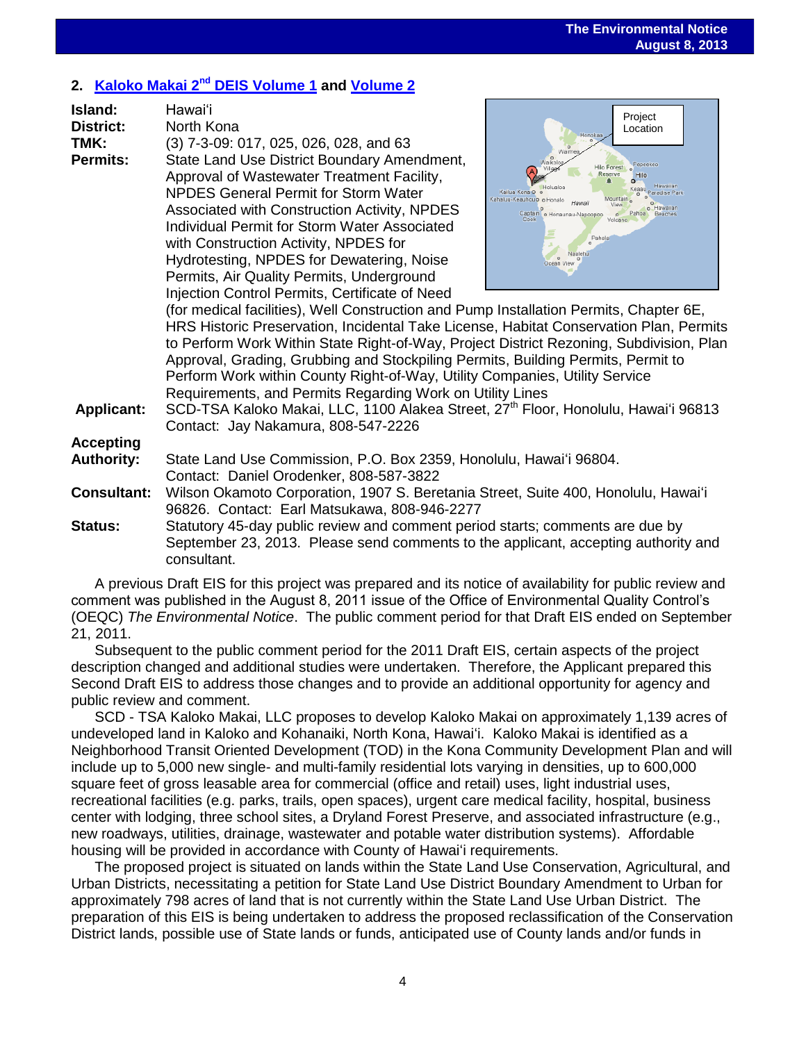## 2. Kaloko Makai 2nd DEIS Volume 1 and Volume 2

**Island:** Hawaiʻi
**District:** North Kona
**TMK:** (3) 7-3-09: 017, 025, 026, 028, and 63
**Permits:** State Land Use District Boundary Amendment, Approval of Wastewater Treatment Facility, NPDES General Permit for Storm Water Associated with Construction Activity, NPDES Individual Permit for Storm Water Associated with Construction Activity, NPDES for Hydrotesting, NPDES for Dewatering, Noise Permits, Air Quality Permits, Underground Injection Control Permits, Certificate of Need (for medical facilities), Well Construction and Pump Installation Permits, Chapter 6E, HRS Historic Preservation, Incidental Take License, Habitat Conservation Plan, Permits to Perform Work Within State Right-of-Way, Project District Rezoning, Subdivision, Plan Approval, Grading, Grubbing and Stockpiling Permits, Building Permits, Permit to Perform Work within County Right-of-Way, Utility Companies, Utility Service Requirements, and Permits Regarding Work on Utility Lines
**Applicant:** SCD-TSA Kaloko Makai, LLC, 1100 Alakea Street, 27th Floor, Honolulu, Hawaiʻi 96813
Contact: Jay Nakamura, 808-547-2226
**Accepting Authority:** State Land Use Commission, P.O. Box 2359, Honolulu, Hawaiʻi 96804.
Contact: Daniel Orodenker, 808-587-3822
**Consultant:** Wilson Okamoto Corporation, 1907 S. Beretania Street, Suite 400, Honolulu, Hawaiʻi 96826. Contact: Earl Matsukawa, 808-946-2277
**Status:** Statutory 45-day public review and comment period starts; comments are due by September 23, 2013. Please send comments to the applicant, accepting authority and consultant.

A previous Draft EIS for this project was prepared and its notice of availability for public review and comment was published in the August 8, 2011 issue of the Office of Environmental Quality Control's (OEQC) *The Environmental Notice*. The public comment period for that Draft EIS ended on September 21, 2011.

Subsequent to the public comment period for the 2011 Draft EIS, certain aspects of the project description changed and additional studies were undertaken. Therefore, the Applicant prepared this Second Draft EIS to address those changes and to provide an additional opportunity for agency and public review and comment.

SCD - TSA Kaloko Makai, LLC proposes to develop Kaloko Makai on approximately 1,139 acres of undeveloped land in Kaloko and Kohanaiki, North Kona, Hawaiʻi. Kaloko Makai is identified as a Neighborhood Transit Oriented Development (TOD) in the Kona Community Development Plan and will include up to 5,000 new single- and multi-family residential lots varying in densities, up to 600,000 square feet of gross leasable area for commercial (office and retail) uses, light industrial uses, recreational facilities (e.g. parks, trails, open spaces), urgent care medical facility, hospital, business center with lodging, three school sites, a Dryland Forest Preserve, and associated infrastructure (e.g., new roadways, utilities, drainage, wastewater and potable water distribution systems). Affordable housing will be provided in accordance with County of Hawaiʻi requirements.

The proposed project is situated on lands within the State Land Use Conservation, Agricultural, and Urban Districts, necessitating a petition for State Land Use District Boundary Amendment to Urban for approximately 798 acres of land that is not currently within the State Land Use Urban District. The preparation of this EIS is being undertaken to address the proposed reclassification of the Conservation District lands, possible use of State lands or funds, anticipated use of County lands and/or funds in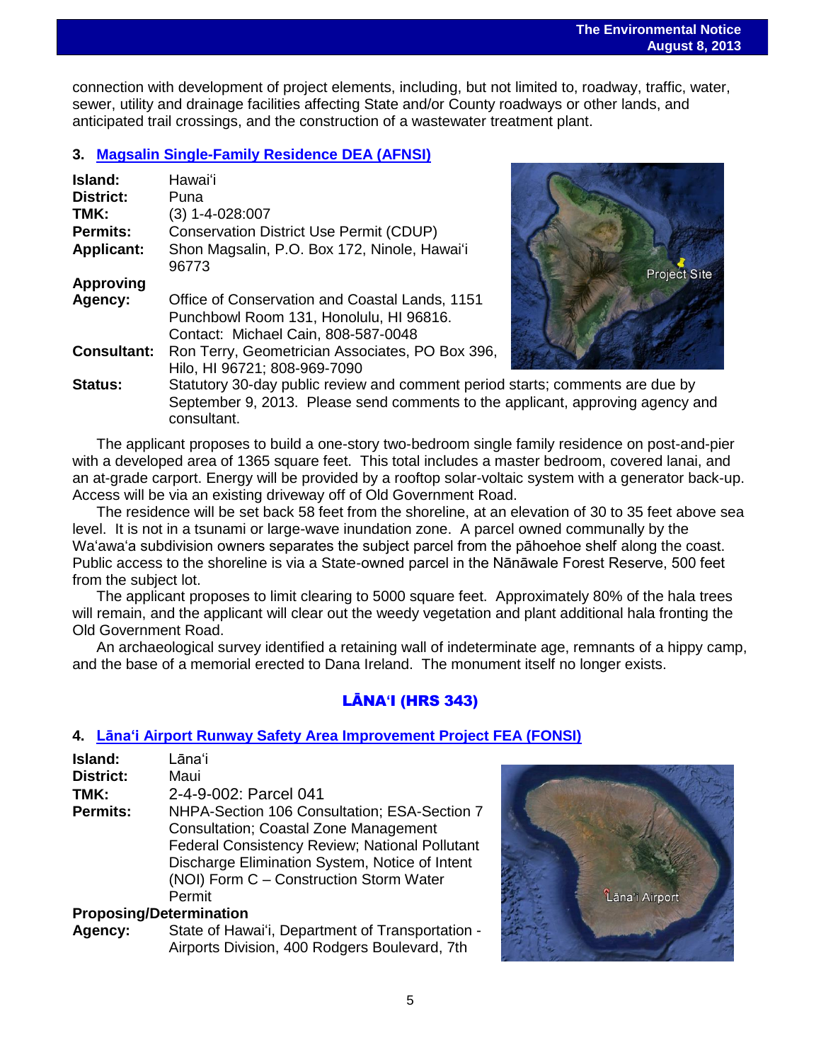connection with development of project elements, including, but not limited to, roadway, traffic, water, sewer, utility and drainage facilities affecting State and/or County roadways or other lands, and anticipated trail crossings, and the construction of a wastewater treatment plant.

### 3. Magsalin Single-Family Residence DEA (AFNSI)

**Island:** Hawaiʻi
**District:** Puna
**TMK:** (3) 1-4-028:007
**Permits:** Conservation District Use Permit (CDUP)
**Applicant:** Shon Magsalin, P.O. Box 172, Ninole, Hawaiʻi 96773
**Approving Agency:** Office of Conservation and Coastal Lands, 1151 Punchbowl Room 131, Honolulu, HI 96816. Contact: Michael Cain, 808-587-0048
**Consultant:** Ron Terry, Geometrician Associates, PO Box 396, Hilo, HI 96721; 808-969-7090
**Status:** Statutory 30-day public review and comment period starts; comments are due by September 9, 2013. Please send comments to the applicant, approving agency and consultant.

The applicant proposes to build a one-story two-bedroom single family residence on post-and-pier with a developed area of 1365 square feet. This total includes a master bedroom, covered lanai, and an at-grade carport. Energy will be provided by a rooftop solar-voltaic system with a generator back-up. Access will be via an existing driveway off of Old Government Road.

The residence will be set back 58 feet from the shoreline, at an elevation of 30 to 35 feet above sea level. It is not in a tsunami or large-wave inundation zone. A parcel owned communally by the Waʻawaʻa subdivision owners separates the subject parcel from the pāhoehoe shelf along the coast. Public access to the shoreline is via a State-owned parcel in the Nānāwale Forest Reserve, 500 feet from the subject lot.

The applicant proposes to limit clearing to 5000 square feet. Approximately 80% of the hala trees will remain, and the applicant will clear out the weedy vegetation and plant additional hala fronting the Old Government Road.

An archaeological survey identified a retaining wall of indeterminate age, remnants of a hippy camp, and the base of a memorial erected to Dana Ireland. The monument itself no longer exists.

## LĀNAʻI (HRS 343)

### 4. Lānaʻi Airport Runway Safety Area Improvement Project FEA (FONSI)

**Island:** Lānaʻi
**District:** Maui
**TMK:** 2-4-9-002: Parcel 041
**Permits:** NHPA-Section 106 Consultation; ESA-Section 7 Consultation; Coastal Zone Management Federal Consistency Review; National Pollutant Discharge Elimination System, Notice of Intent (NOI) Form C – Construction Storm Water Permit
**Proposing/Determination Agency:** State of Hawaiʻi, Department of Transportation - Airports Division, 400 Rodgers Boulevard, 7th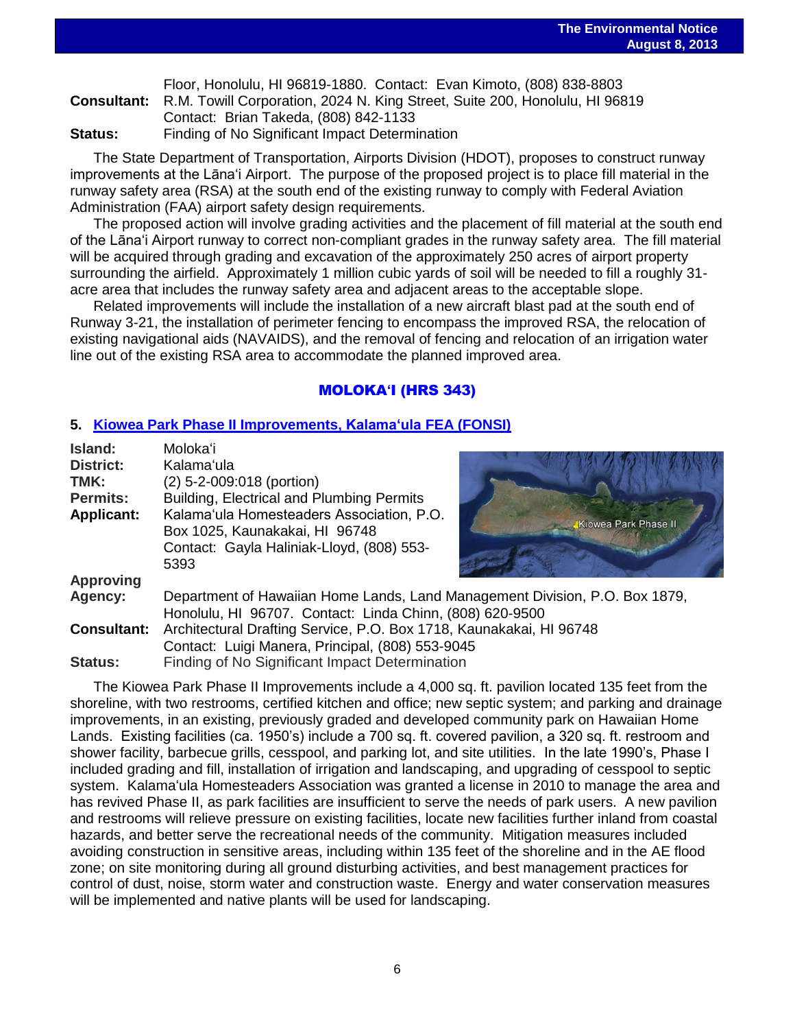Floor, Honolulu, HI 96819-1880. Contact: Evan Kimoto, (808) 838-8803

**Consultant:** R.M. Towill Corporation, 2024 N. King Street, Suite 200, Honolulu, HI 96819
Contact: Brian Takeda, (808) 842-1133

**Status:** Finding of No Significant Impact Determination

The State Department of Transportation, Airports Division (HDOT), proposes to construct runway improvements at the Lānaʻi Airport. The purpose of the proposed project is to place fill material in the runway safety area (RSA) at the south end of the existing runway to comply with Federal Aviation Administration (FAA) airport safety design requirements.

The proposed action will involve grading activities and the placement of fill material at the south end of the Lānaʻi Airport runway to correct non-compliant grades in the runway safety area. The fill material will be acquired through grading and excavation of the approximately 250 acres of airport property surrounding the airfield. Approximately 1 million cubic yards of soil will be needed to fill a roughly 31-acre area that includes the runway safety area and adjacent areas to the acceptable slope.

Related improvements will include the installation of a new aircraft blast pad at the south end of Runway 3-21, the installation of perimeter fencing to encompass the improved RSA, the relocation of existing navigational aids (NAVAIDS), and the removal of fencing and relocation of an irrigation water line out of the existing RSA area to accommodate the planned improved area.

## MOLOKAʻI (HRS 343)

### 5. Kiowea Park Phase II Improvements, Kalamaʻula FEA (FONSI)

**Island:** Molokaʻi
**District:** Kalamaʻula
**TMK:** (2) 5-2-009:018 (portion)
**Permits:** Building, Electrical and Plumbing Permits
**Applicant:** Kalamaʻula Homesteaders Association, P.O. Box 1025, Kaunakakai, HI 96748
Contact: Gayla Haliniak-Lloyd, (808) 553-5393

**Approving Agency:** Department of Hawaiian Home Lands, Land Management Division, P.O. Box 1879, Honolulu, HI 96707. Contact: Linda Chinn, (808) 620-9500

**Consultant:** Architectural Drafting Service, P.O. Box 1718, Kaunakakai, HI 96748
Contact: Luigi Manera, Principal, (808) 553-9045

**Status:** Finding of No Significant Impact Determination

The Kiowea Park Phase II Improvements include a 4,000 sq. ft. pavilion located 135 feet from the shoreline, with two restrooms, certified kitchen and office; new septic system; and parking and drainage improvements, in an existing, previously graded and developed community park on Hawaiian Home Lands. Existing facilities (ca. 1950's) include a 700 sq. ft. covered pavilion, a 320 sq. ft. restroom and shower facility, barbecue grills, cesspool, and parking lot, and site utilities. In the late 1990's, Phase I included grading and fill, installation of irrigation and landscaping, and upgrading of cesspool to septic system. Kalamaʻula Homesteaders Association was granted a license in 2010 to manage the area and has revived Phase II, as park facilities are insufficient to serve the needs of park users. A new pavilion and restrooms will relieve pressure on existing facilities, locate new facilities further inland from coastal hazards, and better serve the recreational needs of the community. Mitigation measures included avoiding construction in sensitive areas, including within 135 feet of the shoreline and in the AE flood zone; on site monitoring during all ground disturbing activities, and best management practices for control of dust, noise, storm water and construction waste. Energy and water conservation measures will be implemented and native plants will be used for landscaping.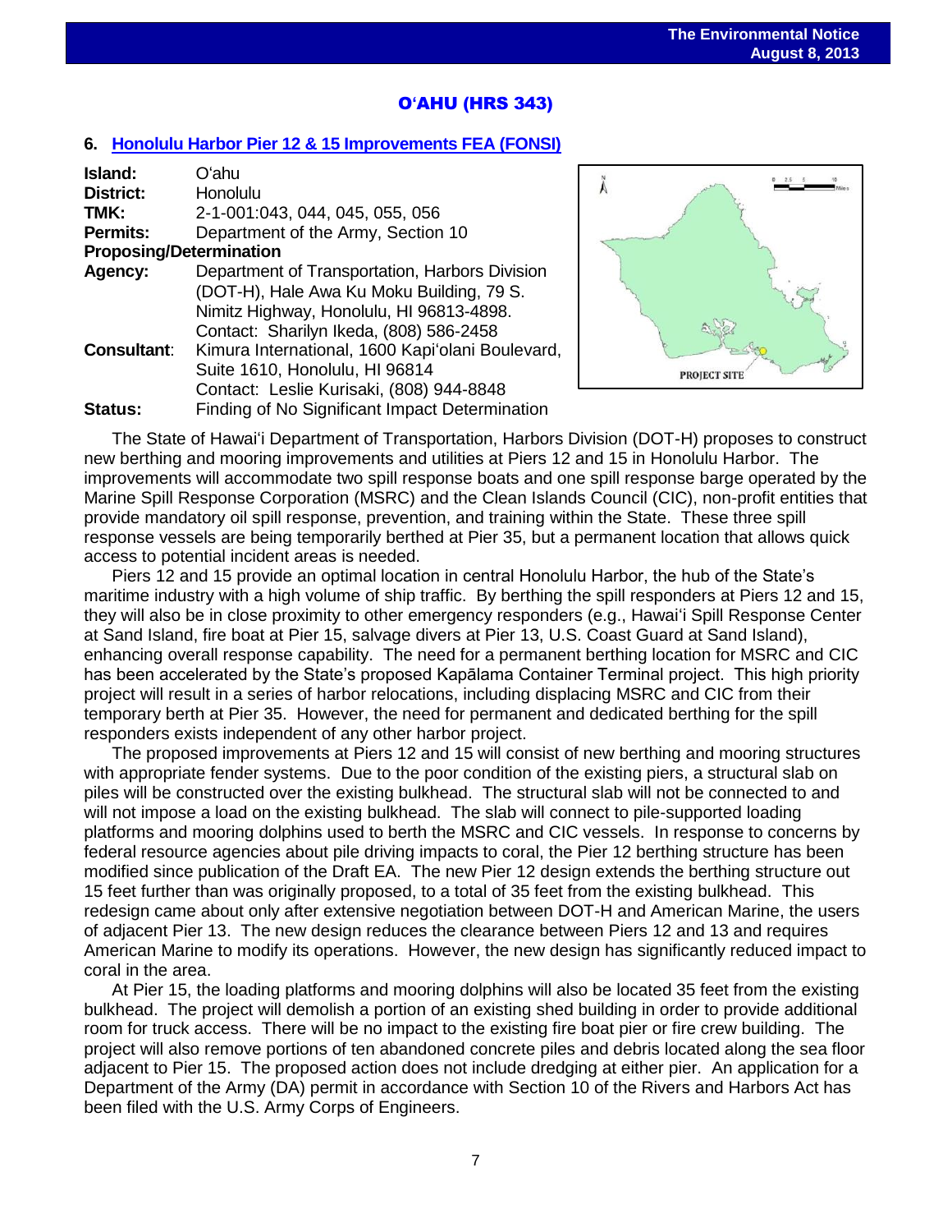## O'AHU (HRS 343)

### 6. Honolulu Harbor Pier 12 & 15 Improvements FEA (FONSI)

**Island:** O'ahu
**District:** Honolulu
**TMK:** 2-1-001:043, 044, 045, 055, 056
**Permits:** Department of the Army, Section 10
**Proposing/Determination**
**Agency:** Department of Transportation, Harbors Division (DOT-H), Hale Awa Ku Moku Building, 79 S. Nimitz Highway, Honolulu, HI 96813-4898.
Contact: Sharilyn Ikeda, (808) 586-2458
**Consultant:** Kimura International, 1600 Kapi'olani Boulevard, Suite 1610, Honolulu, HI 96814
Contact: Leslie Kurisaki, (808) 944-8848
**Status:** Finding of No Significant Impact Determination

The State of Hawai'i Department of Transportation, Harbors Division (DOT-H) proposes to construct new berthing and mooring improvements and utilities at Piers 12 and 15 in Honolulu Harbor. The improvements will accommodate two spill response boats and one spill response barge operated by the Marine Spill Response Corporation (MSRC) and the Clean Islands Council (CIC), non-profit entities that provide mandatory oil spill response, prevention, and training within the State. These three spill response vessels are being temporarily berthed at Pier 35, but a permanent location that allows quick access to potential incident areas is needed.

Piers 12 and 15 provide an optimal location in central Honolulu Harbor, the hub of the State's maritime industry with a high volume of ship traffic. By berthing the spill responders at Piers 12 and 15, they will also be in close proximity to other emergency responders (e.g., Hawai'i Spill Response Center at Sand Island, fire boat at Pier 15, salvage divers at Pier 13, U.S. Coast Guard at Sand Island), enhancing overall response capability. The need for a permanent berthing location for MSRC and CIC has been accelerated by the State's proposed Kapālama Container Terminal project. This high priority project will result in a series of harbor relocations, including displacing MSRC and CIC from their temporary berth at Pier 35. However, the need for permanent and dedicated berthing for the spill responders exists independent of any other harbor project.

The proposed improvements at Piers 12 and 15 will consist of new berthing and mooring structures with appropriate fender systems. Due to the poor condition of the existing piers, a structural slab on piles will be constructed over the existing bulkhead. The structural slab will not be connected to and will not impose a load on the existing bulkhead. The slab will connect to pile-supported loading platforms and mooring dolphins used to berth the MSRC and CIC vessels. In response to concerns by federal resource agencies about pile driving impacts to coral, the Pier 12 berthing structure has been modified since publication of the Draft EA. The new Pier 12 design extends the berthing structure out 15 feet further than was originally proposed, to a total of 35 feet from the existing bulkhead. This redesign came about only after extensive negotiation between DOT-H and American Marine, the users of adjacent Pier 13. The new design reduces the clearance between Piers 12 and 13 and requires American Marine to modify its operations. However, the new design has significantly reduced impact to coral in the area.

At Pier 15, the loading platforms and mooring dolphins will also be located 35 feet from the existing bulkhead. The project will demolish a portion of an existing shed building in order to provide additional room for truck access. There will be no impact to the existing fire boat pier or fire crew building. The project will also remove portions of ten abandoned concrete piles and debris located along the sea floor adjacent to Pier 15. The proposed action does not include dredging at either pier. An application for a Department of the Army (DA) permit in accordance with Section 10 of the Rivers and Harbors Act has been filed with the U.S. Army Corps of Engineers.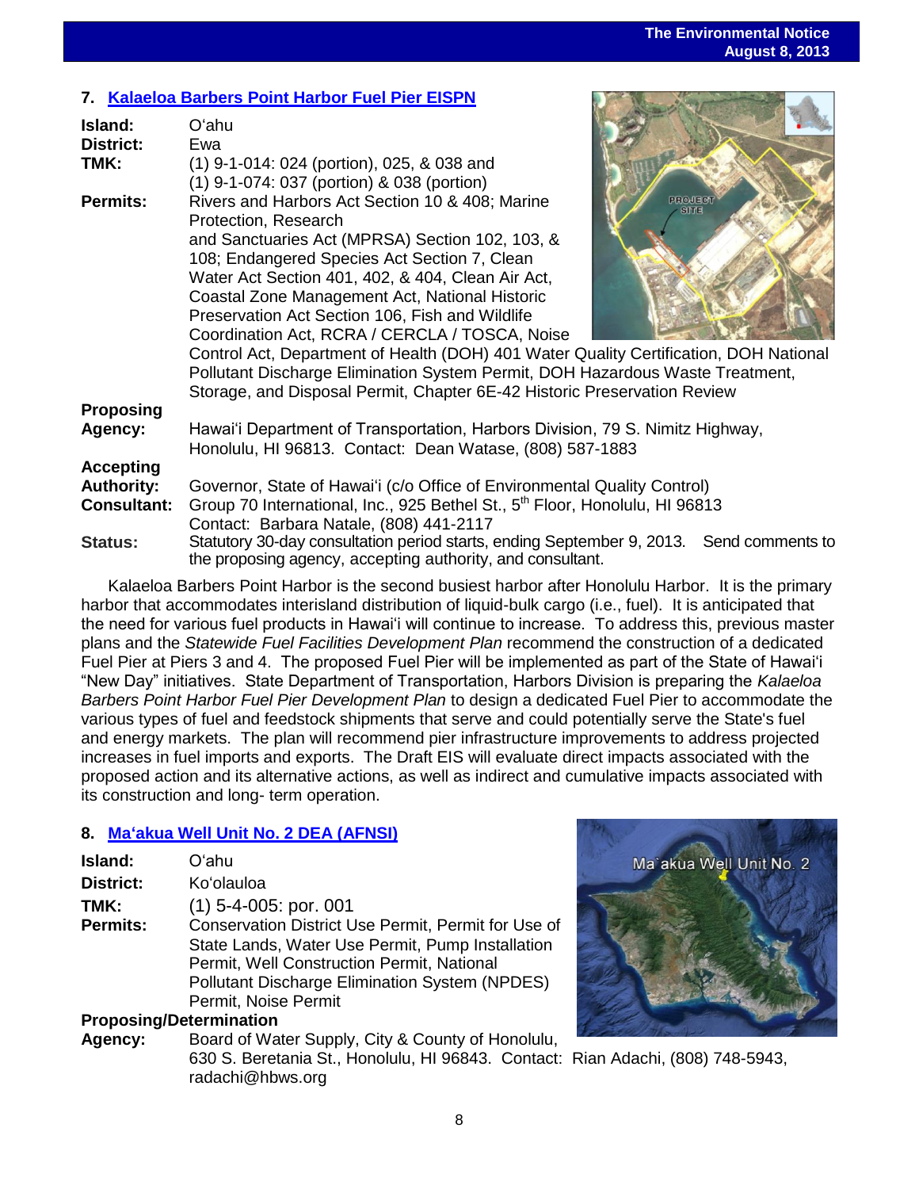## 7. Kalaeloa Barbers Point Harbor Fuel Pier EISPN

**Island:** Oʻahu
**District:** Ewa
**TMK:** (1) 9-1-014: 024 (portion), 025, & 038 and (1) 9-1-074: 037 (portion) & 038 (portion)
**Permits:** Rivers and Harbors Act Section 10 & 408; Marine Protection, Research and Sanctuaries Act (MPRSA) Section 102, 103, & 108; Endangered Species Act Section 7, Clean Water Act Section 401, 402, & 404, Clean Air Act, Coastal Zone Management Act, National Historic Preservation Act Section 106, Fish and Wildlife Coordination Act, RCRA / CERCLA / TOSCA, Noise Control Act, Department of Health (DOH) 401 Water Quality Certification, DOH National Pollutant Discharge Elimination System Permit, DOH Hazardous Waste Treatment, Storage, and Disposal Permit, Chapter 6E-42 Historic Preservation Review
**Proposing Agency:** Hawaiʻi Department of Transportation, Harbors Division, 79 S. Nimitz Highway, Honolulu, HI 96813. Contact: Dean Watase, (808) 587-1883
**Accepting Authority:** Governor, State of Hawaiʻi (c/o Office of Environmental Quality Control)
**Consultant:** Group 70 International, Inc., 925 Bethel St., 5th Floor, Honolulu, HI 96813 Contact: Barbara Natale, (808) 441-2117
**Status:** Statutory 30-day consultation period starts, ending September 9, 2013. Send comments to the proposing agency, accepting authority, and consultant.

Kalaeloa Barbers Point Harbor is the second busiest harbor after Honolulu Harbor. It is the primary harbor that accommodates interisland distribution of liquid-bulk cargo (i.e., fuel). It is anticipated that the need for various fuel products in Hawaiʻi will continue to increase. To address this, previous master plans and the *Statewide Fuel Facilities Development Plan* recommend the construction of a dedicated Fuel Pier at Piers 3 and 4. The proposed Fuel Pier will be implemented as part of the State of Hawaiʻi "New Day" initiatives. State Department of Transportation, Harbors Division is preparing the *Kalaeloa Barbers Point Harbor Fuel Pier Development Plan* to design a dedicated Fuel Pier to accommodate the various types of fuel and feedstock shipments that serve and could potentially serve the State's fuel and energy markets. The plan will recommend pier infrastructure improvements to address projected increases in fuel imports and exports. The Draft EIS will evaluate direct impacts associated with the proposed action and its alternative actions, as well as indirect and cumulative impacts associated with its construction and long- term operation.

## 8. Maʻakua Well Unit No. 2 DEA (AFNSI)

**Island:** Oʻahu
**District:** Koʻolauloa
**TMK:** (1) 5-4-005: por. 001
**Permits:** Conservation District Use Permit, Permit for Use of State Lands, Water Use Permit, Pump Installation Permit, Well Construction Permit, National Pollutant Discharge Elimination System (NPDES) Permit, Noise Permit
**Proposing/Determination Agency:** Board of Water Supply, City & County of Honolulu, 630 S. Beretania St., Honolulu, HI 96843. Contact: Rian Adachi, (808) 748-5943, radachi@hbws.org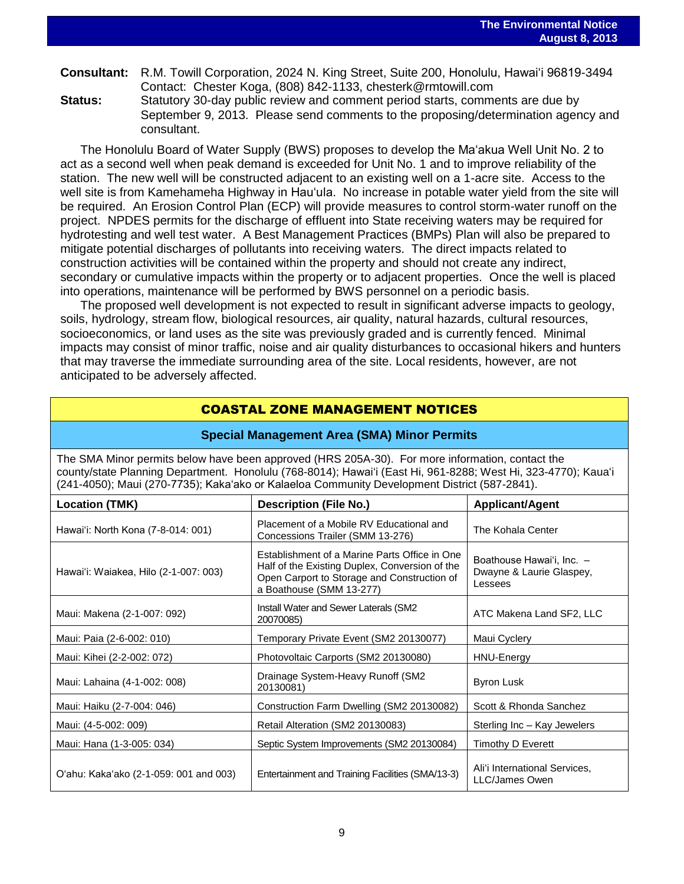**Consultant:** R.M. Towill Corporation, 2024 N. King Street, Suite 200, Honolulu, Hawaiʻi 96819-3494 Contact: Chester Koga, (808) 842-1133, chesterk@rmtowill.com

**Status:** Statutory 30-day public review and comment period starts, comments are due by September 9, 2013. Please send comments to the proposing/determination agency and consultant.

The Honolulu Board of Water Supply (BWS) proposes to develop the Maʻakua Well Unit No. 2 to act as a second well when peak demand is exceeded for Unit No. 1 and to improve reliability of the station. The new well will be constructed adjacent to an existing well on a 1-acre site. Access to the well site is from Kamehameha Highway in Hauʻula. No increase in potable water yield from the site will be required. An Erosion Control Plan (ECP) will provide measures to control storm-water runoff on the project. NPDES permits for the discharge of effluent into State receiving waters may be required for hydrotesting and well test water. A Best Management Practices (BMPs) Plan will also be prepared to mitigate potential discharges of pollutants into receiving waters. The direct impacts related to construction activities will be contained within the property and should not create any indirect, secondary or cumulative impacts within the property or to adjacent properties. Once the well is placed into operations, maintenance will be performed by BWS personnel on a periodic basis.

The proposed well development is not expected to result in significant adverse impacts to geology, soils, hydrology, stream flow, biological resources, air quality, natural hazards, cultural resources, socioeconomics, or land uses as the site was previously graded and is currently fenced. Minimal impacts may consist of minor traffic, noise and air quality disturbances to occasional hikers and hunters that may traverse the immediate surrounding area of the site. Local residents, however, are not anticipated to be adversely affected.

## COASTAL ZONE MANAGEMENT NOTICES

### Special Management Area (SMA) Minor Permits

The SMA Minor permits below have been approved (HRS 205A-30). For more information, contact the county/state Planning Department. Honolulu (768-8014); Hawaiʻi (East Hi, 961-8288; West Hi, 323-4770); Kauaʻi (241-4050); Maui (270-7735); Kakaʻako or Kalaeloa Community Development District (587-2841).

| Location (TMK) | Description (File No.) | Applicant/Agent |
|---|---|---|
| Hawaiʻi: North Kona (7-8-014: 001) | Placement of a Mobile RV Educational and Concessions Trailer (SMM 13-276) | The Kohala Center |
| Hawaiʻi: Waiakea, Hilo (2-1-007: 003) | Establishment of a Marine Parts Office in One Half of the Existing Duplex, Conversion of the Open Carport to Storage and Construction of a Boathouse (SMM 13-277) | Boathouse Hawaiʻi, Inc. – Dwayne & Laurie Glaspey, Lessees |
| Maui: Makena (2-1-007: 092) | Install Water and Sewer Laterals (SM2 20070085) | ATC Makena Land SF2, LLC |
| Maui: Paia (2-6-002: 010) | Temporary Private Event (SM2 20130077) | Maui Cyclery |
| Maui: Kihei (2-2-002: 072) | Photovoltaic Carports (SM2 20130080) | HNU-Energy |
| Maui: Lahaina (4-1-002: 008) | Drainage System-Heavy Runoff (SM2 20130081) | Byron Lusk |
| Maui: Haiku (2-7-004: 046) | Construction Farm Dwelling (SM2 20130082) | Scott & Rhonda Sanchez |
| Maui: (4-5-002: 009) | Retail Alteration (SM2 20130083) | Sterling Inc – Kay Jewelers |
| Maui: Hana (1-3-005: 034) | Septic System Improvements (SM2 20130084) | Timothy D Everett |
| Oʻahu: Kakaʻako (2-1-059: 001 and 003) | Entertainment and Training Facilities (SMA/13-3) | Aliʻi International Services, LLC/James Owen |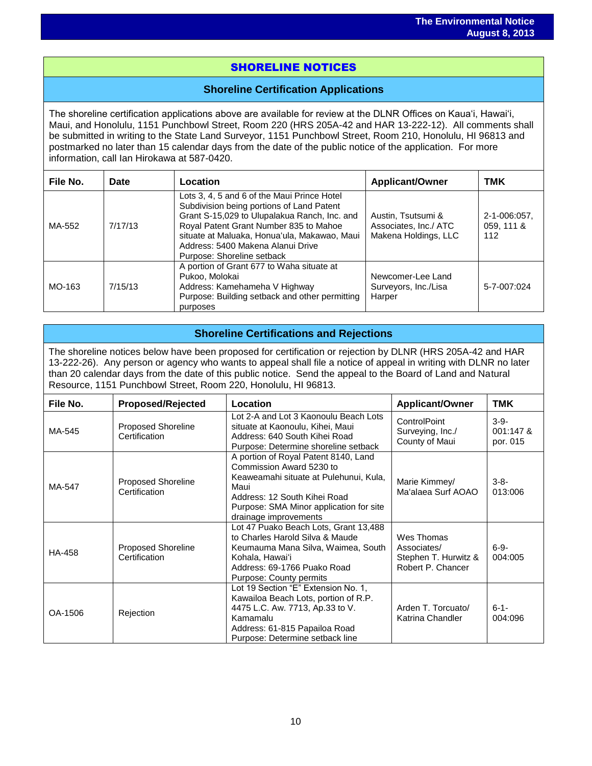# SHORELINE NOTICES

## Shoreline Certification Applications

The shoreline certification applications above are available for review at the DLNR Offices on Kaua'i, Hawai'i, Maui, and Honolulu, 1151 Punchbowl Street, Room 220 (HRS 205A-42 and HAR 13-222-12). All comments shall be submitted in writing to the State Land Surveyor, 1151 Punchbowl Street, Room 210, Honolulu, HI 96813 and postmarked no later than 15 calendar days from the date of the public notice of the application. For more information, call Ian Hirokawa at 587-0420.

| File No. | Date | Location | Applicant/Owner | TMK |
|---|---|---|---|---|
| MA-552 | 7/17/13 | Lots 3, 4, 5 and 6 of the Maui Prince Hotel Subdivision being portions of Land Patent Grant S-15,029 to Ulupalakua Ranch, Inc. and Royal Patent Grant Number 835 to Mahoe situate at Maluaka, Honua'ula, Makawao, Maui<br>Address: 5400 Makena Alanui Drive<br>Purpose: Shoreline setback | Austin, Tsutsumi & Associates, Inc./ ATC Makena Holdings, LLC | 2-1-006:057, 059, 111 & 112 |
| MO-163 | 7/15/13 | A portion of Grant 677 to Waha situate at Pukoo, Molokai<br>Address: Kamehameha V Highway<br>Purpose: Building setback and other permitting purposes | Newcomer-Lee Land Surveyors, Inc./Lisa Harper | 5-7-007:024 |

## Shoreline Certifications and Rejections

The shoreline notices below have been proposed for certification or rejection by DLNR (HRS 205A-42 and HAR 13-222-26). Any person or agency who wants to appeal shall file a notice of appeal in writing with DLNR no later than 20 calendar days from the date of this public notice. Send the appeal to the Board of Land and Natural Resource, 1151 Punchbowl Street, Room 220, Honolulu, HI 96813.

| File No. | Proposed/Rejected | Location | Applicant/Owner | TMK |
|---|---|---|---|---|
| MA-545 | Proposed Shoreline Certification | Lot 2-A and Lot 3 Kaonoulu Beach Lots situate at Kaonoulu, Kihei, Maui<br>Address: 640 South Kihei Road<br>Purpose: Determine shoreline setback | ControlPoint Surveying, Inc./ County of Maui | 3-9-001:147 & por. 015 |
| MA-547 | Proposed Shoreline Certification | A portion of Royal Patent 8140, Land Commission Award 5230 to Keaweamahi situate at Pulehunui, Kula, Maui<br>Address: 12 South Kihei Road<br>Purpose: SMA Minor application for site drainage improvements | Marie Kimmey/ Ma'alaea Surf AOAO | 3-8-013:006 |
| HA-458 | Proposed Shoreline Certification | Lot 47 Puako Beach Lots, Grant 13,488 to Charles Harold Silva & Maude Keumauma Mana Silva, Waimea, South Kohala, Hawai'i<br>Address: 69-1766 Puako Road<br>Purpose: County permits | Wes Thomas Associates/ Stephen T. Hurwitz & Robert P. Chancer | 6-9-004:005 |
| OA-1506 | Rejection | Lot 19 Section "E" Extension No. 1, Kawailoa Beach Lots, portion of R.P. 4475 L.C. Aw. 7713, Ap.33 to V. Kamamalu<br>Address: 61-815 Papailoa Road<br>Purpose: Determine setback line | Arden T. Torcuato/ Katrina Chandler | 6-1-004:096 |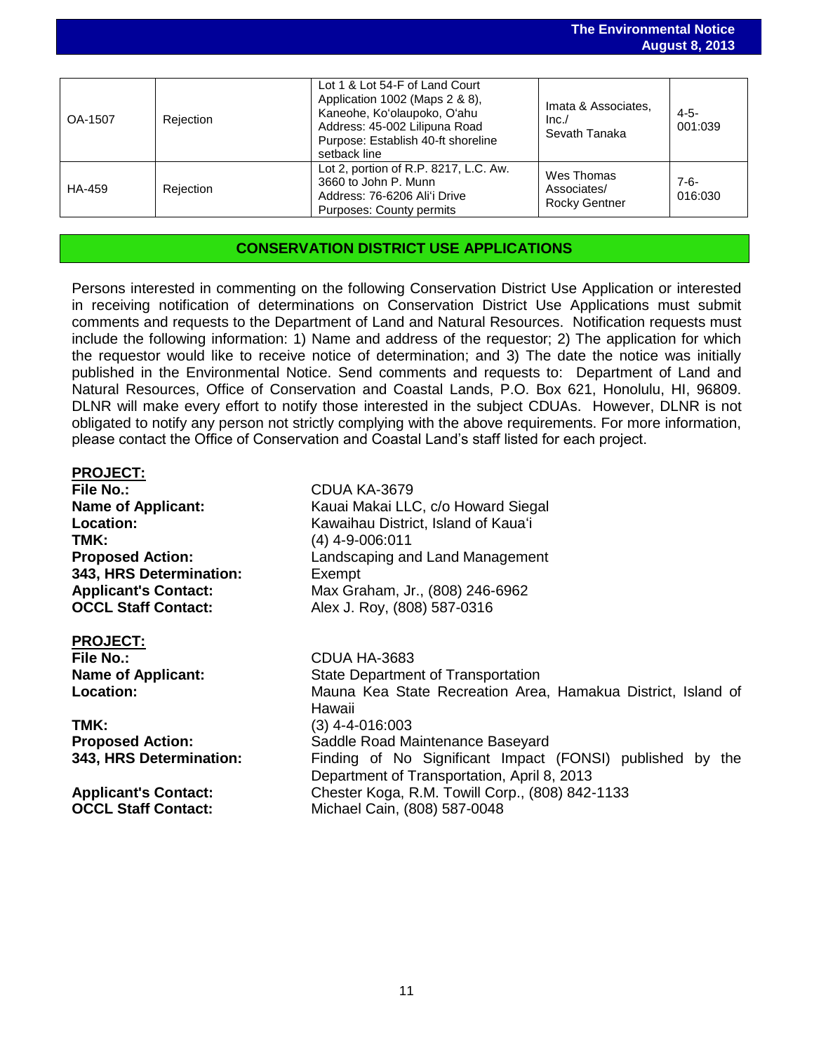| OA-1507 | Rejection | Lot 1 & Lot 54-F of Land Court Application 1002 (Maps 2 & 8), Kaneohe, Koʻolaupoko, Oʻahu Address: 45-002 Lilipuna Road Purpose: Establish 40-ft shoreline setback line | Imata & Associates, Inc./ Sevath Tanaka | 4-5-001:039 |
|---|---|---|---|---|
| HA-459 | Rejection | Lot 2, portion of R.P. 8217, L.C. Aw. 3660 to John P. Munn Address: 76-6206 Aliʻi Drive Purposes: County permits | Wes Thomas Associates/ Rocky Gentner | 7-6-016:030 |

## CONSERVATION DISTRICT USE APPLICATIONS

Persons interested in commenting on the following Conservation District Use Application or interested in receiving notification of determinations on Conservation District Use Applications must submit comments and requests to the Department of Land and Natural Resources. Notification requests must include the following information: 1) Name and address of the requestor; 2) The application for which the requestor would like to receive notice of determination; and 3) The date the notice was initially published in the Environmental Notice. Send comments and requests to: Department of Land and Natural Resources, Office of Conservation and Coastal Lands, P.O. Box 621, Honolulu, HI, 96809. DLNR will make every effort to notify those interested in the subject CDUAs. However, DLNR is not obligated to notify any person not strictly complying with the above requirements. For more information, please contact the Office of Conservation and Coastal Land's staff listed for each project.

**PROJECT:**

**File No.:** CDUA KA-3679
**Name of Applicant:** Kauai Makai LLC, c/o Howard Siegal
**Location:** Kawaihau District, Island of Kauaʻi
**TMK:** (4) 4-9-006:011
**Proposed Action:** Landscaping and Land Management
**343, HRS Determination:** Exempt
**Applicant's Contact:** Max Graham, Jr., (808) 246-6962
**OCCL Staff Contact:** Alex J. Roy, (808) 587-0316

**PROJECT:**

**File No.:** CDUA HA-3683
**Name of Applicant:** State Department of Transportation
**Location:** Mauna Kea State Recreation Area, Hamakua District, Island of Hawaii
**TMK:** (3) 4-4-016:003
**Proposed Action:** Saddle Road Maintenance Baseyard
**343, HRS Determination:** Finding of No Significant Impact (FONSI) published by the Department of Transportation, April 8, 2013
**Applicant's Contact:** Chester Koga, R.M. Towill Corp., (808) 842-1133
**OCCL Staff Contact:** Michael Cain, (808) 587-0048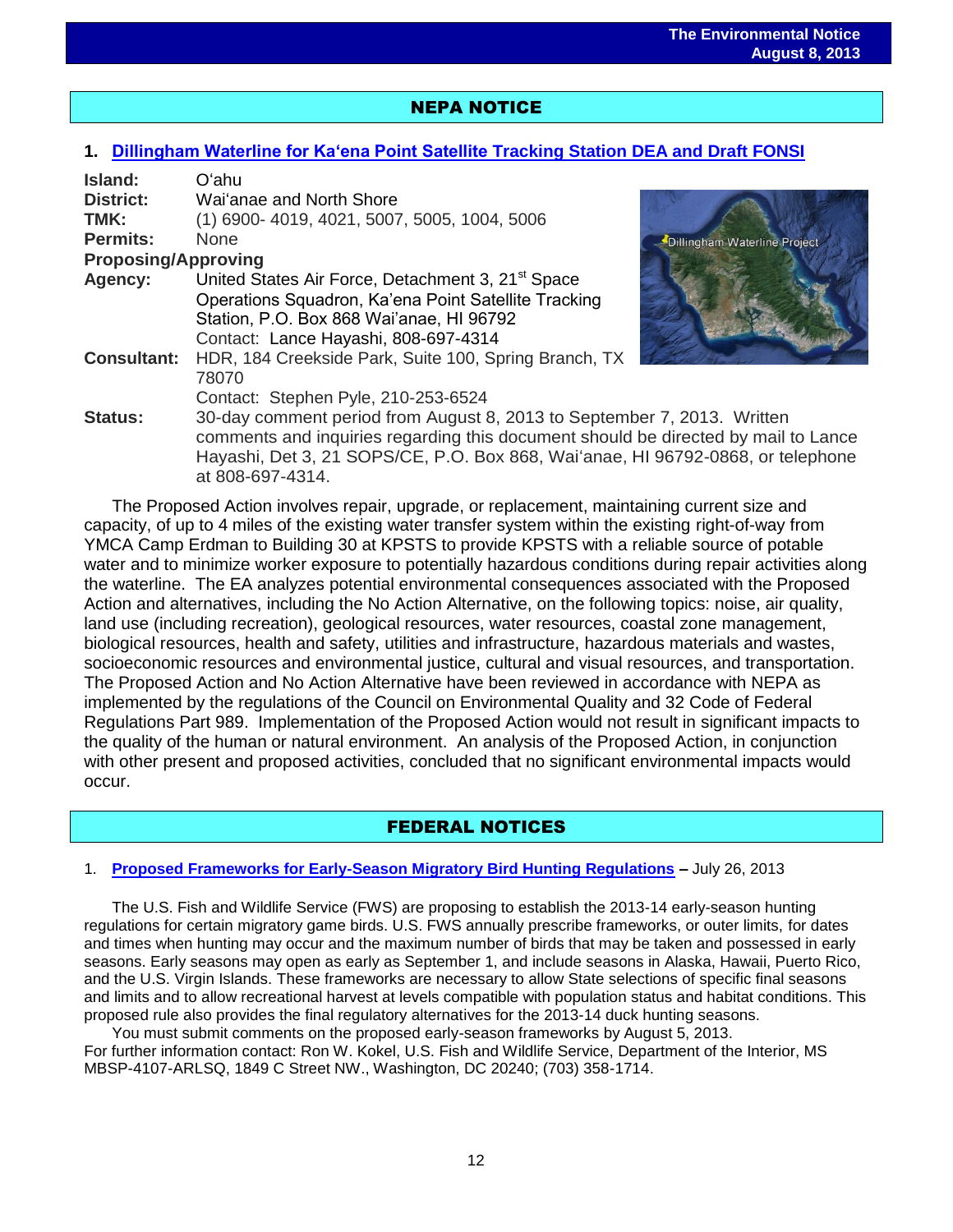## NEPA NOTICE

### 1. Dillingham Waterline for Ka'ena Point Satellite Tracking Station DEA and Draft FONSI

**Island:** O'ahu
**District:** Wai'anae and North Shore
**TMK:** (1) 6900- 4019, 4021, 5007, 5005, 1004, 5006
**Permits:** None
**Proposing/Approving Agency:** United States Air Force, Detachment 3, 21st Space Operations Squadron, Ka'ena Point Satellite Tracking Station, P.O. Box 868 Wai'anae, HI 96792
Contact: Lance Hayashi, 808-697-4314
**Consultant:** HDR, 184 Creekside Park, Suite 100, Spring Branch, TX 78070
Contact: Stephen Pyle, 210-253-6524
**Status:** 30-day comment period from August 8, 2013 to September 7, 2013. Written comments and inquiries regarding this document should be directed by mail to Lance Hayashi, Det 3, 21 SOPS/CE, P.O. Box 868, Wai'anae, HI 96792-0868, or telephone at 808-697-4314.

The Proposed Action involves repair, upgrade, or replacement, maintaining current size and capacity, of up to 4 miles of the existing water transfer system within the existing right-of-way from YMCA Camp Erdman to Building 30 at KPSTS to provide KPSTS with a reliable source of potable water and to minimize worker exposure to potentially hazardous conditions during repair activities along the waterline. The EA analyzes potential environmental consequences associated with the Proposed Action and alternatives, including the No Action Alternative, on the following topics: noise, air quality, land use (including recreation), geological resources, water resources, coastal zone management, biological resources, health and safety, utilities and infrastructure, hazardous materials and wastes, socioeconomic resources and environmental justice, cultural and visual resources, and transportation. The Proposed Action and No Action Alternative have been reviewed in accordance with NEPA as implemented by the regulations of the Council on Environmental Quality and 32 Code of Federal Regulations Part 989. Implementation of the Proposed Action would not result in significant impacts to the quality of the human or natural environment. An analysis of the Proposed Action, in conjunction with other present and proposed activities, concluded that no significant environmental impacts would occur.

## FEDERAL NOTICES

1. **Proposed Frameworks for Early-Season Migratory Bird Hunting Regulations** – July 26, 2013

The U.S. Fish and Wildlife Service (FWS) are proposing to establish the 2013-14 early-season hunting regulations for certain migratory game birds. U.S. FWS annually prescribe frameworks, or outer limits, for dates and times when hunting may occur and the maximum number of birds that may be taken and possessed in early seasons. Early seasons may open as early as September 1, and include seasons in Alaska, Hawaii, Puerto Rico, and the U.S. Virgin Islands. These frameworks are necessary to allow State selections of specific final seasons and limits and to allow recreational harvest at levels compatible with population status and habitat conditions. This proposed rule also provides the final regulatory alternatives for the 2013-14 duck hunting seasons.

You must submit comments on the proposed early-season frameworks by August 5, 2013. For further information contact: Ron W. Kokel, U.S. Fish and Wildlife Service, Department of the Interior, MS MBSP-4107-ARLSQ, 1849 C Street NW., Washington, DC 20240; (703) 358-1714.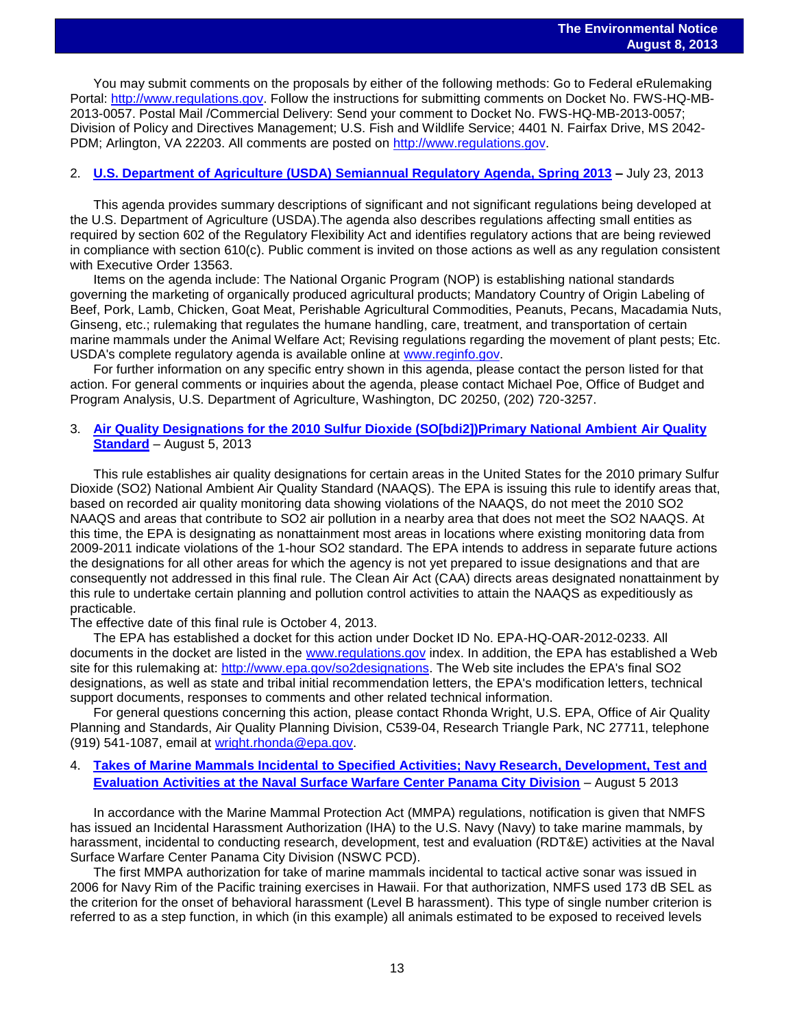You may submit comments on the proposals by either of the following methods: Go to Federal eRulemaking Portal: http://www.regulations.gov. Follow the instructions for submitting comments on Docket No. FWS-HQ-MB-2013-0057. Postal Mail /Commercial Delivery: Send your comment to Docket No. FWS-HQ-MB-2013-0057; Division of Policy and Directives Management; U.S. Fish and Wildlife Service; 4401 N. Fairfax Drive, MS 2042-PDM; Arlington, VA 22203. All comments are posted on http://www.regulations.gov.

2. **U.S. Department of Agriculture (USDA) Semiannual Regulatory Agenda, Spring 2013 –** July 23, 2013

This agenda provides summary descriptions of significant and not significant regulations being developed at the U.S. Department of Agriculture (USDA).The agenda also describes regulations affecting small entities as required by section 602 of the Regulatory Flexibility Act and identifies regulatory actions that are being reviewed in compliance with section 610(c). Public comment is invited on those actions as well as any regulation consistent with Executive Order 13563.

Items on the agenda include: The National Organic Program (NOP) is establishing national standards governing the marketing of organically produced agricultural products; Mandatory Country of Origin Labeling of Beef, Pork, Lamb, Chicken, Goat Meat, Perishable Agricultural Commodities, Peanuts, Pecans, Macadamia Nuts, Ginseng, etc.; rulemaking that regulates the humane handling, care, treatment, and transportation of certain marine mammals under the Animal Welfare Act; Revising regulations regarding the movement of plant pests; Etc. USDA's complete regulatory agenda is available online at www.reginfo.gov.

For further information on any specific entry shown in this agenda, please contact the person listed for that action. For general comments or inquiries about the agenda, please contact Michael Poe, Office of Budget and Program Analysis, U.S. Department of Agriculture, Washington, DC 20250, (202) 720-3257.

3. **Air Quality Designations for the 2010 Sulfur Dioxide (SO[bdi2])Primary National Ambient Air Quality Standard** – August 5, 2013

This rule establishes air quality designations for certain areas in the United States for the 2010 primary Sulfur Dioxide (SO2) National Ambient Air Quality Standard (NAAQS). The EPA is issuing this rule to identify areas that, based on recorded air quality monitoring data showing violations of the NAAQS, do not meet the 2010 SO2 NAAQS and areas that contribute to SO2 air pollution in a nearby area that does not meet the SO2 NAAQS. At this time, the EPA is designating as nonattainment most areas in locations where existing monitoring data from 2009-2011 indicate violations of the 1-hour SO2 standard. The EPA intends to address in separate future actions the designations for all other areas for which the agency is not yet prepared to issue designations and that are consequently not addressed in this final rule. The Clean Air Act (CAA) directs areas designated nonattainment by this rule to undertake certain planning and pollution control activities to attain the NAAQS as expeditiously as practicable.

The effective date of this final rule is October 4, 2013.

The EPA has established a docket for this action under Docket ID No. EPA-HQ-OAR-2012-0233. All documents in the docket are listed in the www.regulations.gov index. In addition, the EPA has established a Web site for this rulemaking at: http://www.epa.gov/so2designations. The Web site includes the EPA's final SO2 designations, as well as state and tribal initial recommendation letters, the EPA's modification letters, technical support documents, responses to comments and other related technical information.

For general questions concerning this action, please contact Rhonda Wright, U.S. EPA, Office of Air Quality Planning and Standards, Air Quality Planning Division, C539-04, Research Triangle Park, NC 27711, telephone (919) 541-1087, email at wright.rhonda@epa.gov.

4. **Takes of Marine Mammals Incidental to Specified Activities; Navy Research, Development, Test and Evaluation Activities at the Naval Surface Warfare Center Panama City Division** – August 5 2013

In accordance with the Marine Mammal Protection Act (MMPA) regulations, notification is given that NMFS has issued an Incidental Harassment Authorization (IHA) to the U.S. Navy (Navy) to take marine mammals, by harassment, incidental to conducting research, development, test and evaluation (RDT&E) activities at the Naval Surface Warfare Center Panama City Division (NSWC PCD).

The first MMPA authorization for take of marine mammals incidental to tactical active sonar was issued in 2006 for Navy Rim of the Pacific training exercises in Hawaii. For that authorization, NMFS used 173 dB SEL as the criterion for the onset of behavioral harassment (Level B harassment). This type of single number criterion is referred to as a step function, in which (in this example) all animals estimated to be exposed to received levels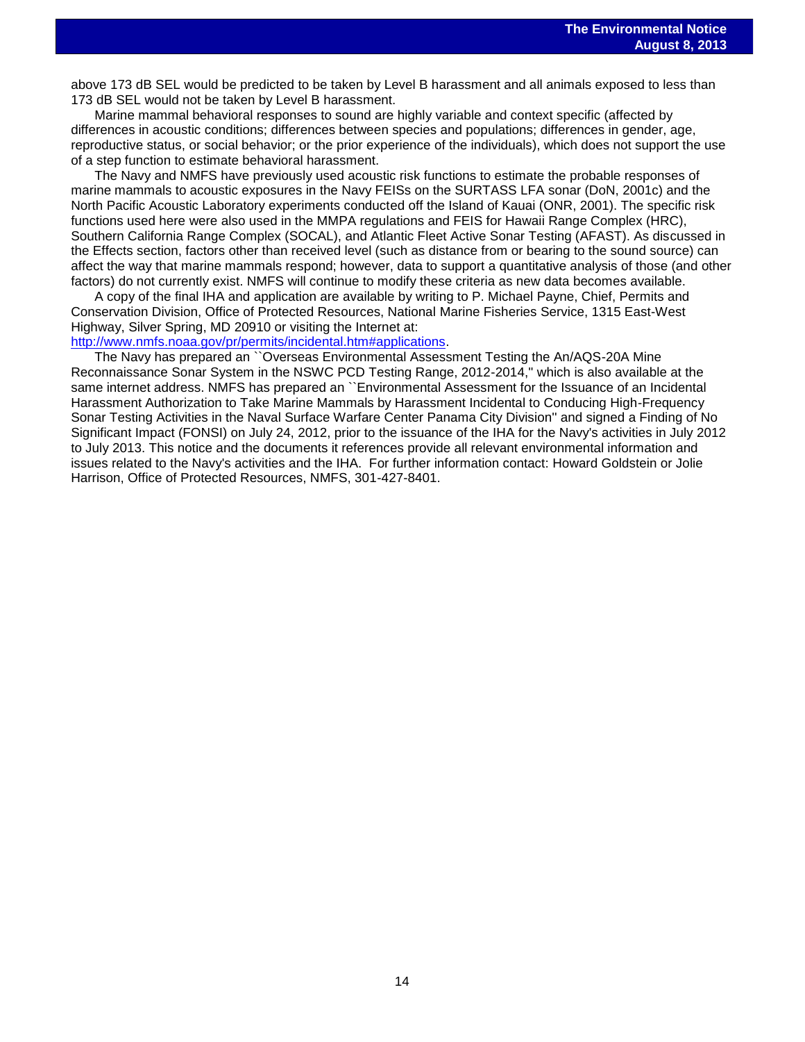above 173 dB SEL would be predicted to be taken by Level B harassment and all animals exposed to less than 173 dB SEL would not be taken by Level B harassment.

Marine mammal behavioral responses to sound are highly variable and context specific (affected by differences in acoustic conditions; differences between species and populations; differences in gender, age, reproductive status, or social behavior; or the prior experience of the individuals), which does not support the use of a step function to estimate behavioral harassment.

The Navy and NMFS have previously used acoustic risk functions to estimate the probable responses of marine mammals to acoustic exposures in the Navy FEISs on the SURTASS LFA sonar (DoN, 2001c) and the North Pacific Acoustic Laboratory experiments conducted off the Island of Kauai (ONR, 2001). The specific risk functions used here were also used in the MMPA regulations and FEIS for Hawaii Range Complex (HRC), Southern California Range Complex (SOCAL), and Atlantic Fleet Active Sonar Testing (AFAST). As discussed in the Effects section, factors other than received level (such as distance from or bearing to the sound source) can affect the way that marine mammals respond; however, data to support a quantitative analysis of those (and other factors) do not currently exist. NMFS will continue to modify these criteria as new data becomes available.

A copy of the final IHA and application are available by writing to P. Michael Payne, Chief, Permits and Conservation Division, Office of Protected Resources, National Marine Fisheries Service, 1315 East-West Highway, Silver Spring, MD 20910 or visiting the Internet at: http://www.nmfs.noaa.gov/pr/permits/incidental.htm#applications.

The Navy has prepared an ``Overseas Environmental Assessment Testing the An/AQS-20A Mine Reconnaissance Sonar System in the NSWC PCD Testing Range, 2012-2014,'' which is also available at the same internet address. NMFS has prepared an ``Environmental Assessment for the Issuance of an Incidental Harassment Authorization to Take Marine Mammals by Harassment Incidental to Conducing High-Frequency Sonar Testing Activities in the Naval Surface Warfare Center Panama City Division'' and signed a Finding of No Significant Impact (FONSI) on July 24, 2012, prior to the issuance of the IHA for the Navy's activities in July 2012 to July 2013. This notice and the documents it references provide all relevant environmental information and issues related to the Navy's activities and the IHA. For further information contact: Howard Goldstein or Jolie Harrison, Office of Protected Resources, NMFS, 301-427-8401.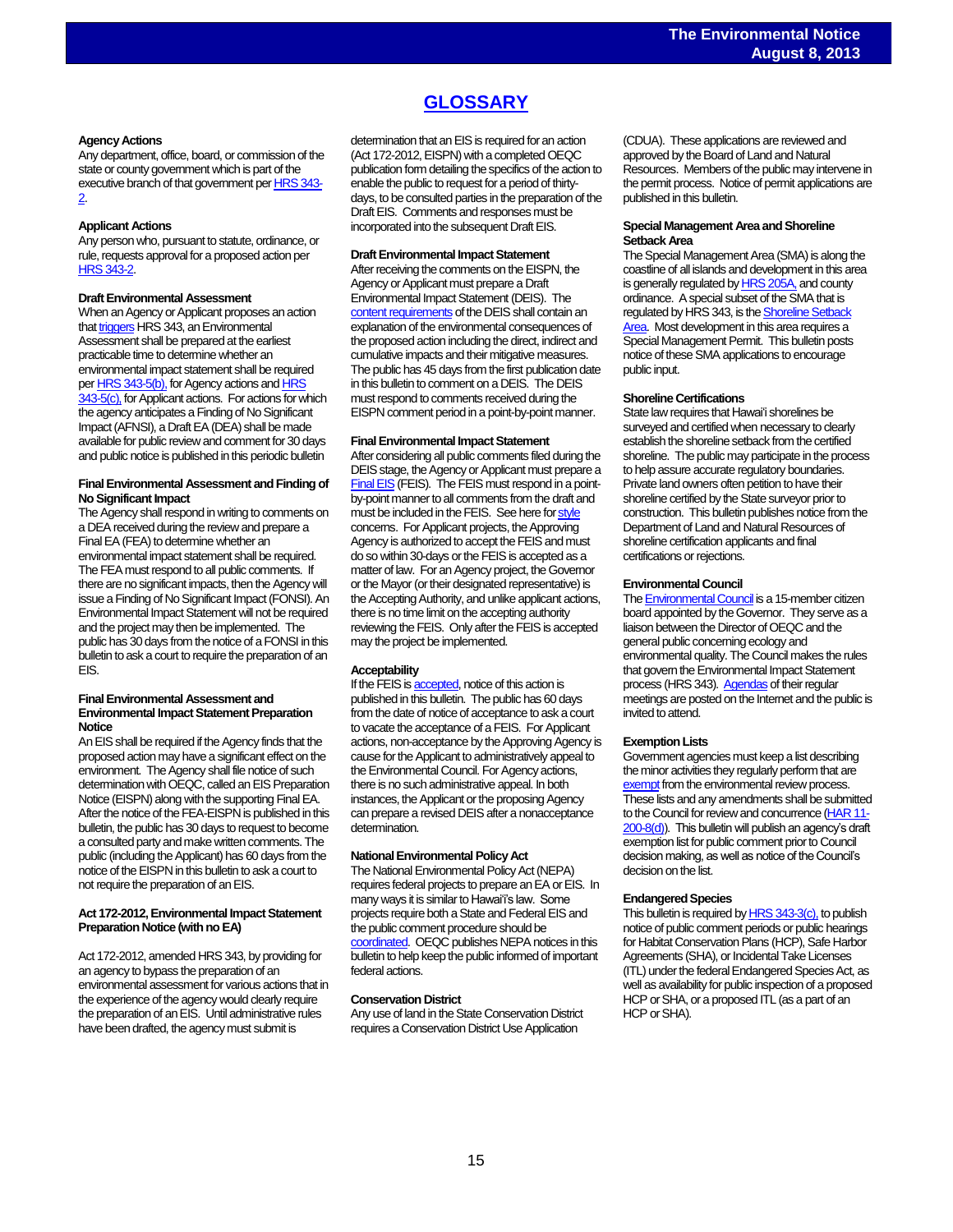# GLOSSARY

**Agency Actions**
Any department, office, board, or commission of the state or county government which is part of the executive branch of that government per HRS 343-2.

**Applicant Actions**
Any person who, pursuant to statute, ordinance, or rule, requests approval for a proposed action per HRS 343-2.

**Draft Environmental Assessment**
When an Agency or Applicant proposes an action that triggers HRS 343, an Environmental Assessment shall be prepared at the earliest practicable time to determine whether an environmental impact statement shall be required per HRS 343-5(b), for Agency actions and HRS 343-5(c), for Applicant actions. For actions for which the agency anticipates a Finding of No Significant Impact (AFNSI), a Draft EA (DEA) shall be made available for public review and comment for 30 days and public notice is published in this periodic bulletin

**Final Environmental Assessment and Finding of No Significant Impact**
The Agency shall respond in writing to comments on a DEA received during the review and prepare a Final EA (FEA) to determine whether an environmental impact statement shall be required. The FEA must respond to all public comments. If there are no significant impacts, then the Agency will issue a Finding of No Significant Impact (FONSI). An Environmental Impact Statement will not be required and the project may then be implemented. The public has 30 days from the notice of a FONSI in this bulletin to ask a court to require the preparation of an EIS.

**Final Environmental Assessment and Environmental Impact Statement Preparation Notice**
An EIS shall be required if the Agency finds that the proposed action may have a significant effect on the environment. The Agency shall file notice of such determination with OEQC, called an EIS Preparation Notice (EISPN) along with the supporting Final EA. After the notice of the FEA-EISPN is published in this bulletin, the public has 30 days to request to become a consulted party and make written comments. The public (including the Applicant) has 60 days from the notice of the EISPN in this bulletin to ask a court to not require the preparation of an EIS.

**Act 172-2012, Environmental Impact Statement Preparation Notice (with no EA)**

Act 172-2012, amended HRS 343, by providing for an agency to bypass the preparation of an environmental assessment for various actions that in the experience of the agency would clearly require the preparation of an EIS. Until administrative rules have been drafted, the agency must submit is determination that an EIS is required for an action (Act 172-2012, EISPN) with a completed OEQC publication form detailing the specifics of the action to enable the public to request for a period of thirty-days, to be consulted parties in the preparation of the Draft EIS. Comments and responses must be incorporated into the subsequent Draft EIS.

**Draft Environmental Impact Statement**
After receiving the comments on the EISPN, the Agency or Applicant must prepare a Draft Environmental Impact Statement (DEIS). The content requirements of the DEIS shall contain an explanation of the environmental consequences of the proposed action including the direct, indirect and cumulative impacts and their mitigative measures. The public has 45 days from the first publication date in this bulletin to comment on a DEIS. The DEIS must respond to comments received during the EISPN comment period in a point-by-point manner.

**Final Environmental Impact Statement**
After considering all public comments filed during the DEIS stage, the Agency or Applicant must prepare a Final EIS (FEIS). The FEIS must respond in a point-by-point manner to all comments from the draft and must be included in the FEIS. See here for style concerns. For Applicant projects, the Approving Agency is authorized to accept the FEIS and must do so within 30-days or the FEIS is accepted as a matter of law. For an Agency project, the Governor or the Mayor (or their designated representative) is the Accepting Authority, and unlike applicant actions, there is no time limit on the accepting authority reviewing the FEIS. Only after the FEIS is accepted may the project be implemented.

**Acceptability**
If the FEIS is accepted, notice of this action is published in this bulletin. The public has 60 days from the date of notice of acceptance to ask a court to vacate the acceptance of a FEIS. For Applicant actions, non-acceptance by the Approving Agency is cause for the Applicant to administratively appeal to the Environmental Council. For Agency actions, there is no such administrative appeal. In both instances, the Applicant or the proposing Agency can prepare a revised DEIS after a nonacceptance determination.

**National Environmental Policy Act**
The National Environmental Policy Act (NEPA) requires federal projects to prepare an EA or EIS. In many ways it is similar to Hawai'i's law. Some projects require both a State and Federal EIS and the public comment procedure should be coordinated. OEQC publishes NEPA notices in this bulletin to help keep the public informed of important federal actions.

**Conservation District**
Any use of land in the State Conservation District requires a Conservation District Use Application (CDUA). These applications are reviewed and approved by the Board of Land and Natural Resources. Members of the public may intervene in the permit process. Notice of permit applications are published in this bulletin.

**Special Management Area and Shoreline Setback Area**
The Special Management Area (SMA) is along the coastline of all islands and development in this area is generally regulated by HRS 205A, and county ordinance. A special subset of the SMA that is regulated by HRS 343, is the Shoreline Setback Area. Most development in this area requires a Special Management Permit. This bulletin posts notice of these SMA applications to encourage public input.

**Shoreline Certifications**
State law requires that Hawai'i shorelines be surveyed and certified when necessary to clearly establish the shoreline setback from the certified shoreline. The public may participate in the process to help assure accurate regulatory boundaries. Private land owners often petition to have their shoreline certified by the State surveyor prior to construction. This bulletin publishes notice from the Department of Land and Natural Resources of shoreline certification applicants and final certifications or rejections.

**Environmental Council**
The Environmental Council is a 15-member citizen board appointed by the Governor. They serve as a liaison between the Director of OEQC and the general public concerning ecology and environmental quality. The Council makes the rules that govern the Environmental Impact Statement process (HRS 343). Agendas of their regular meetings are posted on the Internet and the public is invited to attend.

**Exemption Lists**
Government agencies must keep a list describing the minor activities they regularly perform that are exempt from the environmental review process. These lists and any amendments shall be submitted to the Council for review and concurrence (HAR 11-200-8(d)). This bulletin will publish an agency's draft exemption list for public comment prior to Council decision making, as well as notice of the Council's decision on the list.

**Endangered Species**
This bulletin is required by HRS 343-3(c), to publish notice of public comment periods or public hearings for Habitat Conservation Plans (HCP), Safe Harbor Agreements (SHA), or Incidental Take Licenses (ITL) under the federal Endangered Species Act, as well as availability for public inspection of a proposed HCP or SHA, or a proposed ITL (as a part of an HCP or SHA).